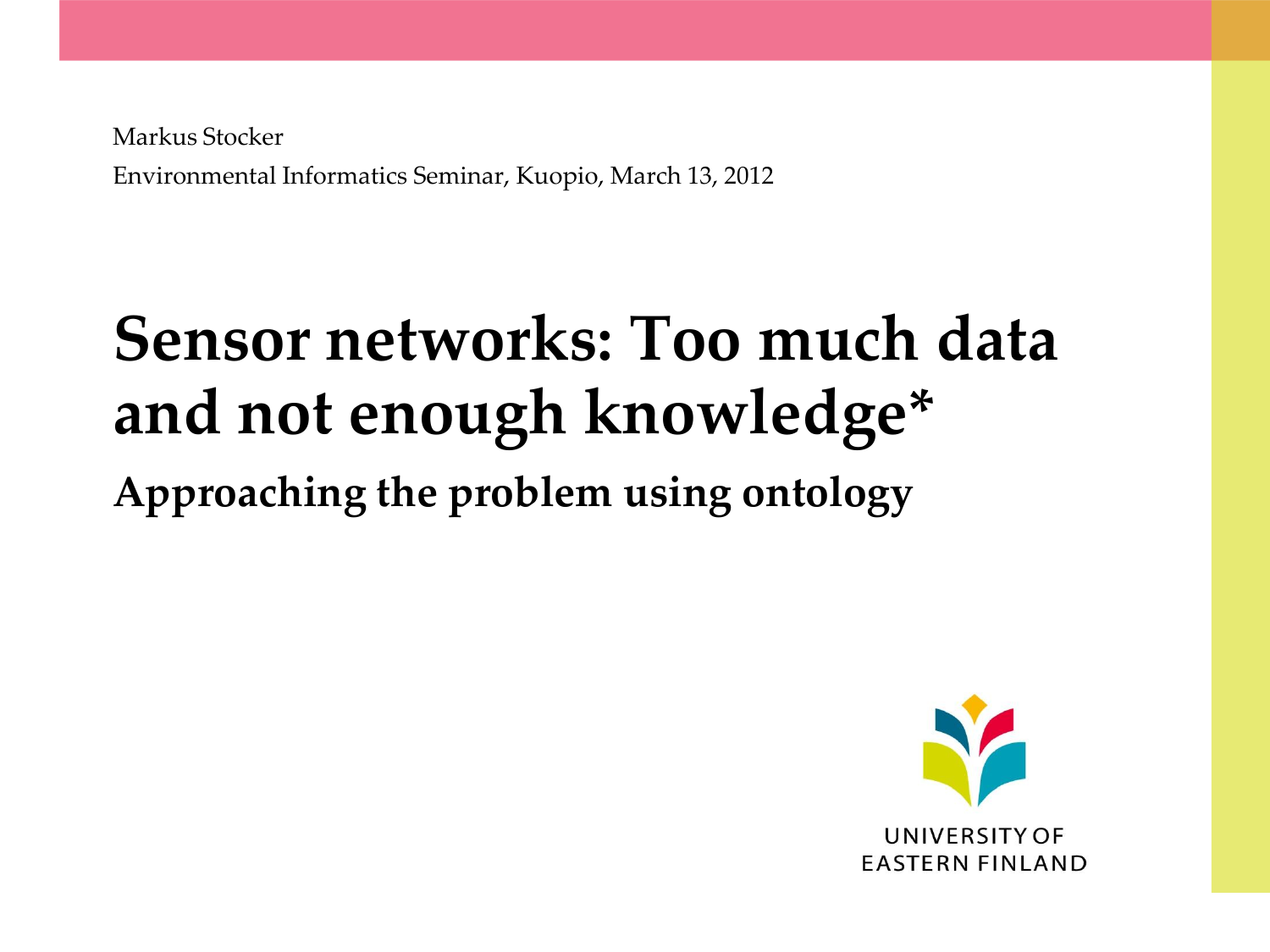Markus Stocker

Environmental Informatics Seminar, Kuopio, March 13, 2012

# Sensor networks: Too much data and not enough knowledge*

## Approaching the problem using ontology

UNIVERSITY OF EASTERN FINLAND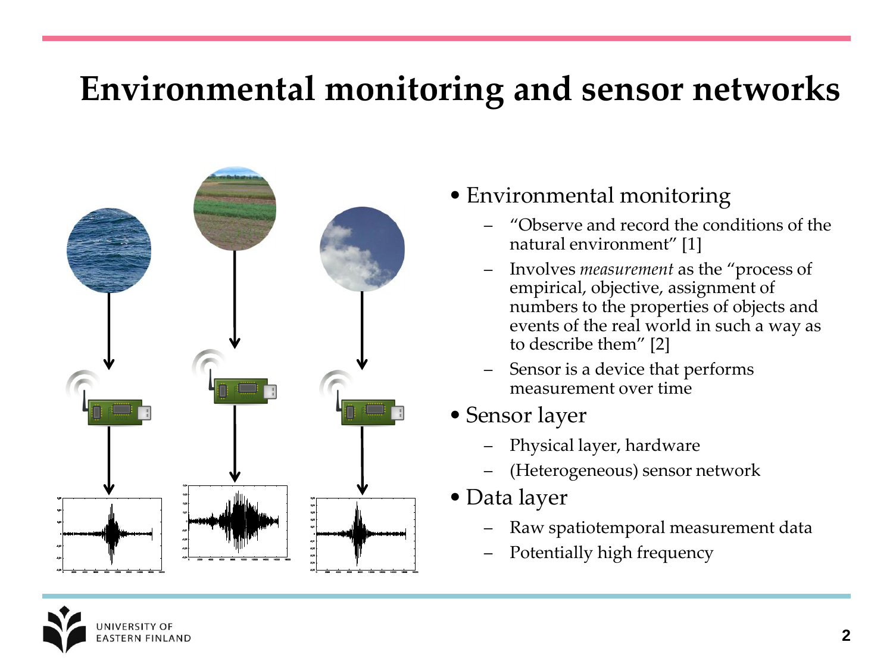# Environmental monitoring and sensor networks

- Environmental monitoring
  - "Observe and record the conditions of the natural environment" [1]
  - Involves *measurement* as the "process of empirical, objective, assignment of numbers to the properties of objects and events of the real world in such a way as to describe them" [2]
  - Sensor is a device that performs measurement over time
- Sensor layer
  - Physical layer, hardware
  - (Heterogeneous) sensor network
- Data layer
  - Raw spatiotemporal measurement data
  - Potentially high frequency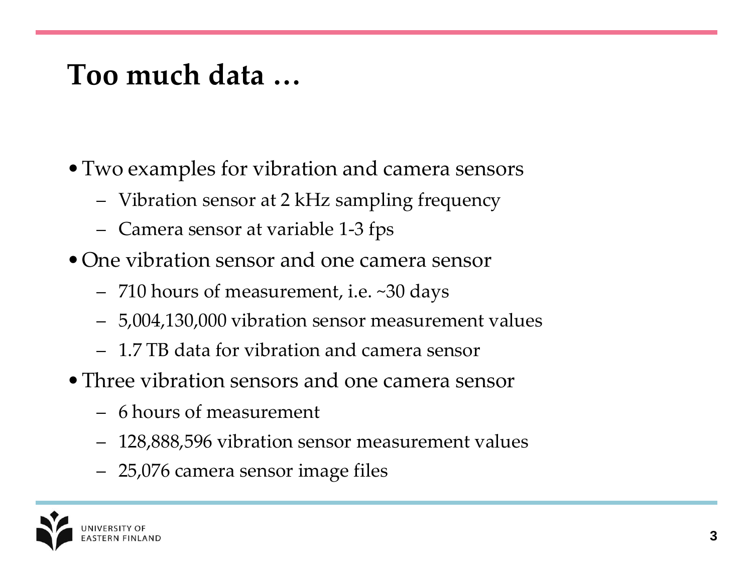# Too much data …

- Two examples for vibration and camera sensors
  - Vibration sensor at 2 kHz sampling frequency
  - Camera sensor at variable 1-3 fps
- One vibration sensor and one camera sensor
  - 710 hours of measurement, i.e. ~30 days
  - 5,004,130,000 vibration sensor measurement values
  - 1.7 TB data for vibration and camera sensor
- Three vibration sensors and one camera sensor
  - 6 hours of measurement
  - 128,888,596 vibration sensor measurement values
  - 25,076 camera sensor image files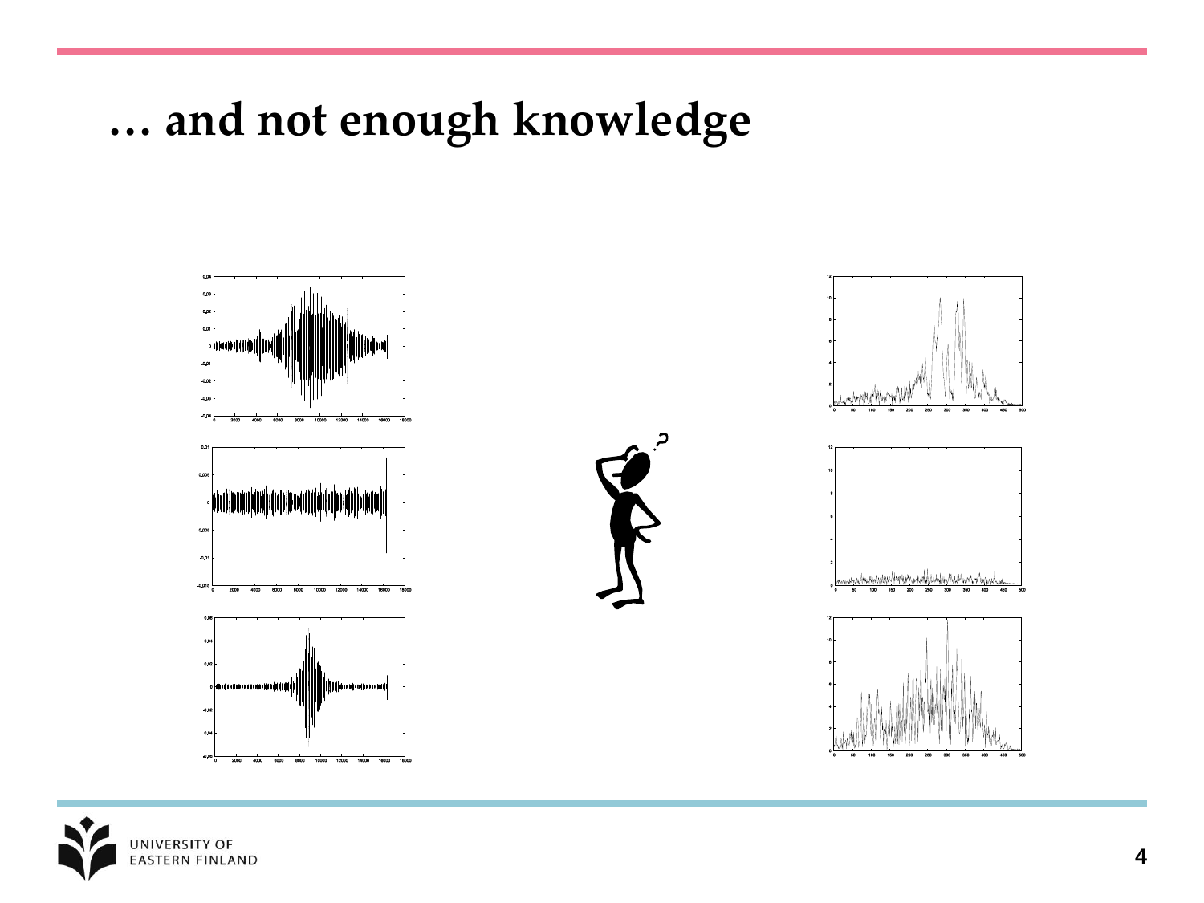# … and not enough knowledge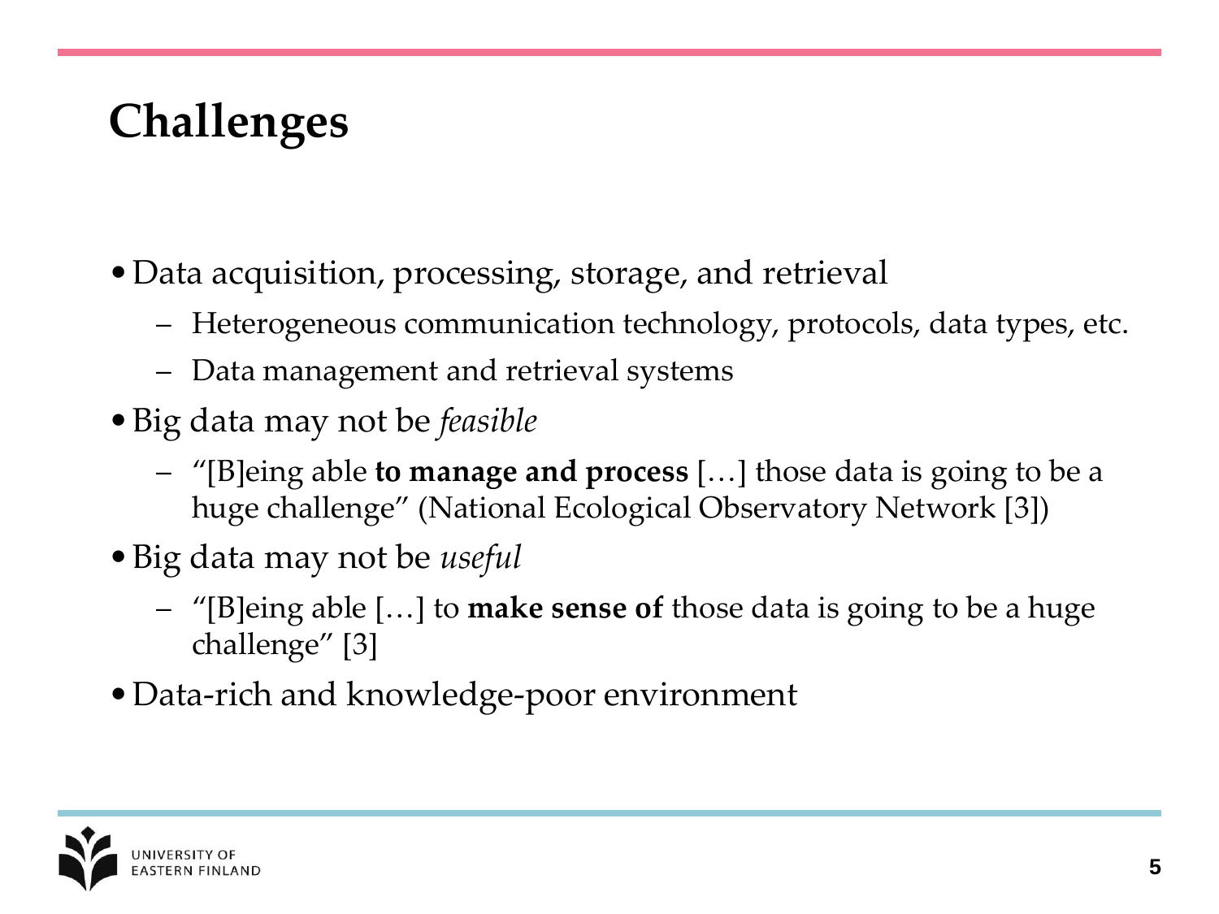# Challenges

- Data acquisition, processing, storage, and retrieval
  - Heterogeneous communication technology, protocols, data types, etc.
  - Data management and retrieval systems
- Big data may not be *feasible*
  - "[B]eing able **to manage and process** […] those data is going to be a huge challenge" (National Ecological Observatory Network [3])
- Big data may not be *useful*
  - "[B]eing able […] to **make sense of** those data is going to be a huge challenge" [3]
- Data-rich and knowledge-poor environment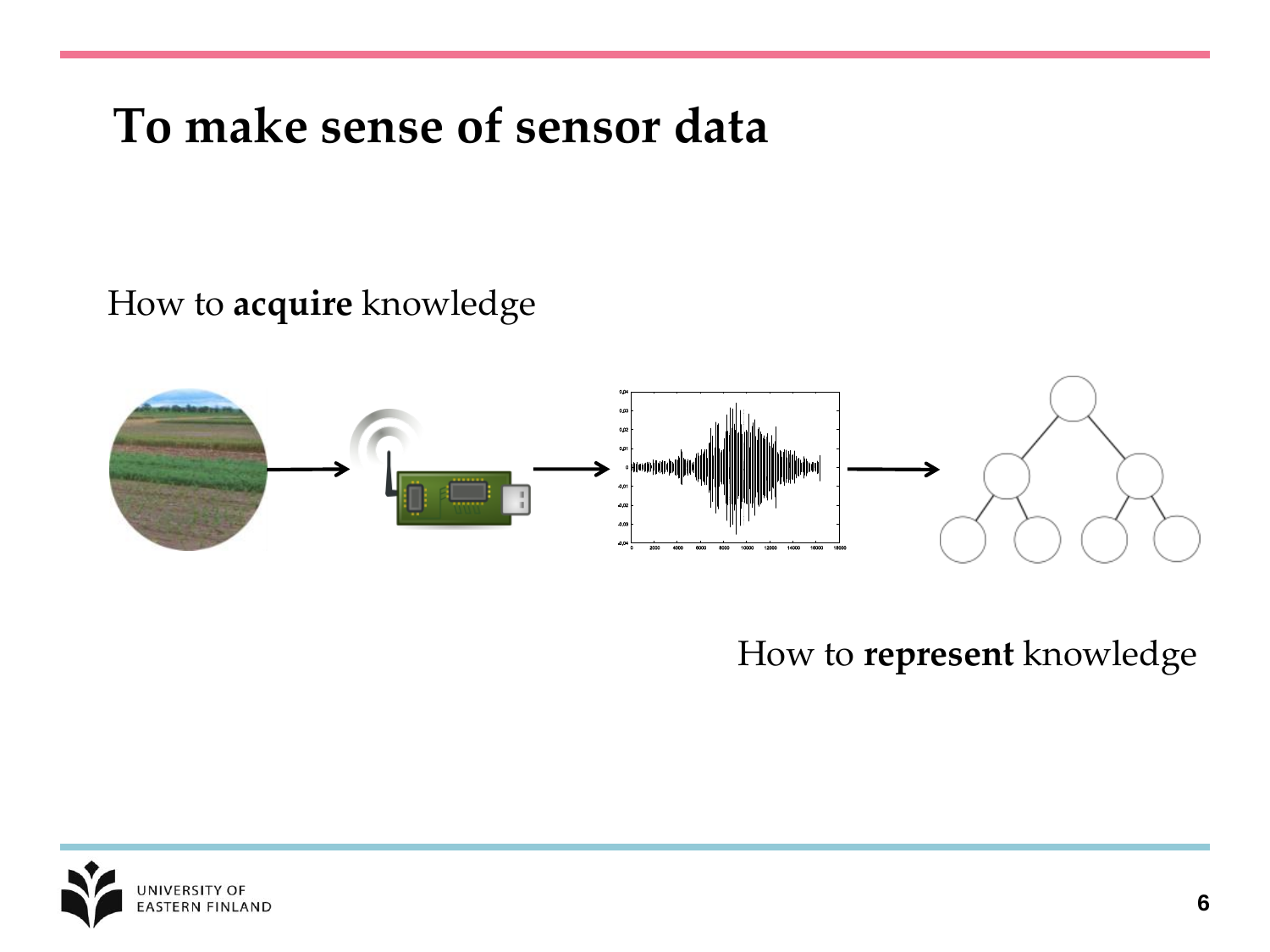# To make sense of sensor data

How to **acquire** knowledge

How to **represent** knowledge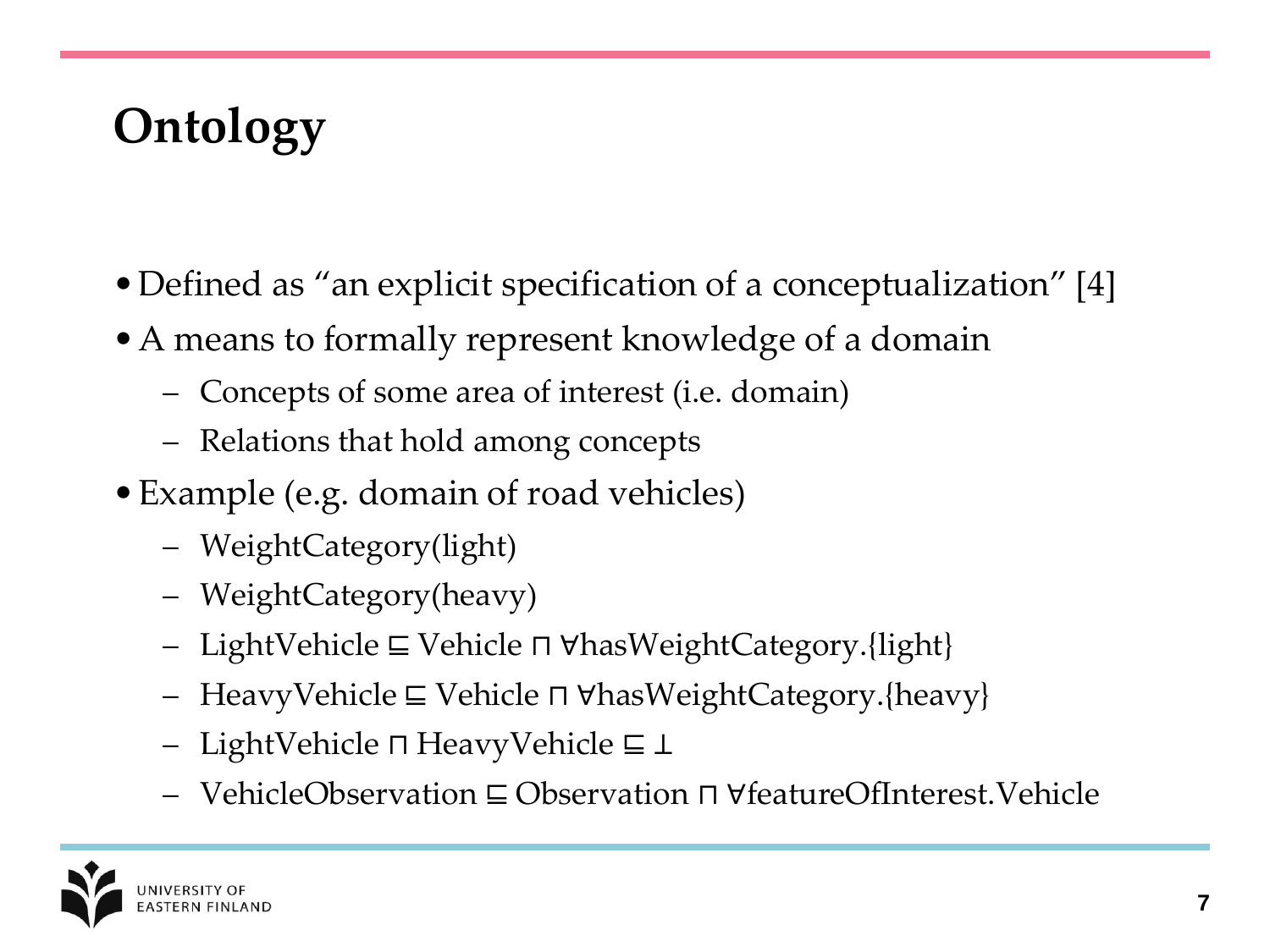# Ontology

- Defined as "an explicit specification of a conceptualization" [4]
- A means to formally represent knowledge of a domain
  - Concepts of some area of interest (i.e. domain)
  - Relations that hold among concepts
- Example (e.g. domain of road vehicles)
  - WeightCategory(light)
  - WeightCategory(heavy)
  - $\text{LightVehicle} \sqsubseteq \text{Vehicle} \sqcap \forall \text{hasWeightCategory}.\{\text{light}\}$
  - $\text{HeavyVehicle} \sqsubseteq \text{Vehicle} \sqcap \forall \text{hasWeightCategory}.\{\text{heavy}\}$
  - $\text{LightVehicle} \sqcap \text{HeavyVehicle} \sqsubseteq \bot$
  - $\text{VehicleObservation} \sqsubseteq \text{Observation} \sqcap \forall \text{featureOfInterest}.\text{Vehicle}$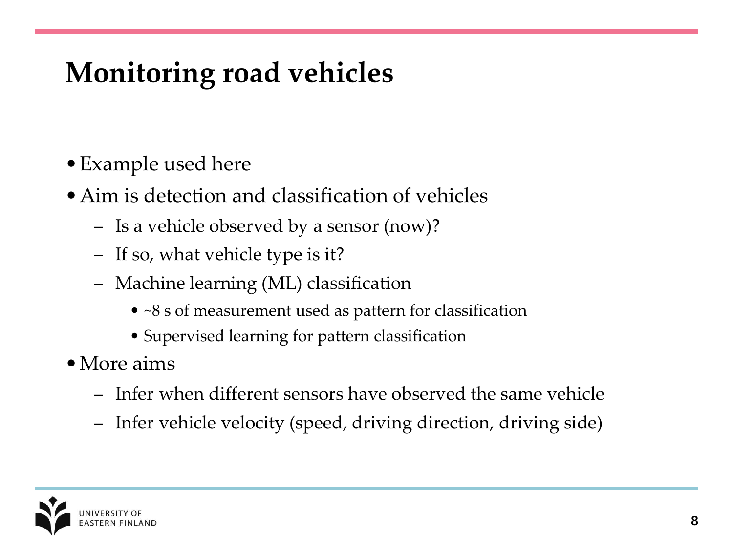# Monitoring road vehicles

- Example used here
- Aim is detection and classification of vehicles
  - Is a vehicle observed by a sensor (now)?
  - If so, what vehicle type is it?
  - Machine learning (ML) classification
    - ~8 s of measurement used as pattern for classification
    - Supervised learning for pattern classification
- More aims
  - Infer when different sensors have observed the same vehicle
  - Infer vehicle velocity (speed, driving direction, driving side)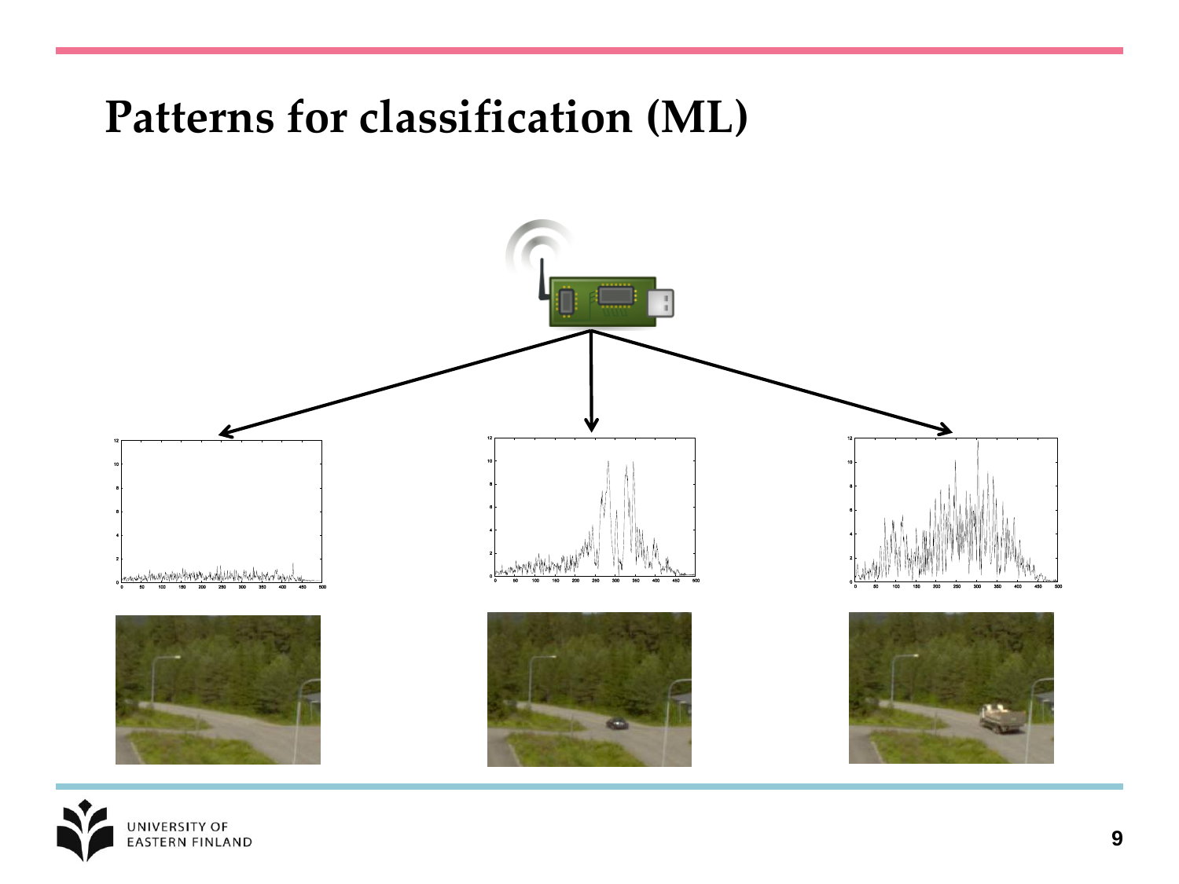# Patterns for classification (ML)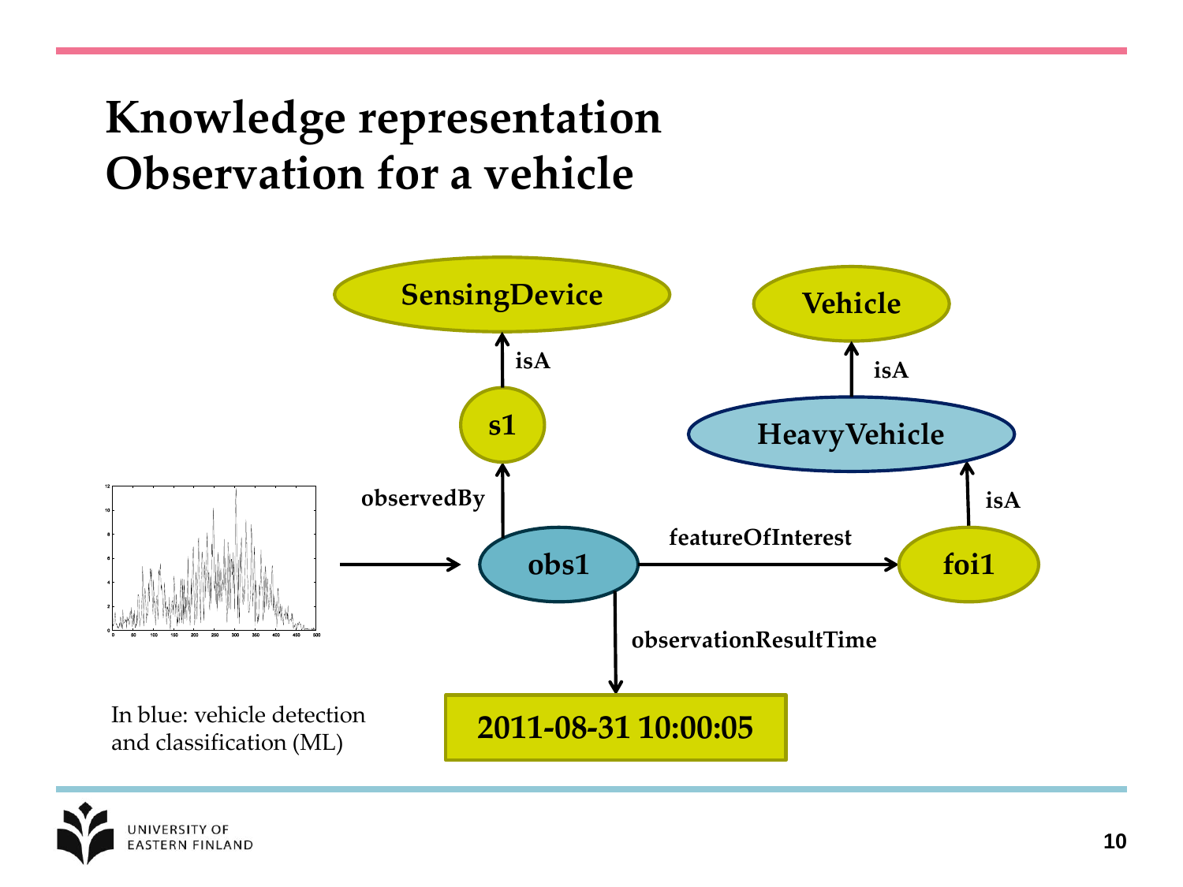# Knowledge representation
# Observation for a vehicle

SensingDevice

isA

s1

observedBy

obs1

featureOfInterest

foi1

isA

HeavyVehicle

isA

Vehicle

observationResultTime

2011-08-31 10:00:05

In blue: vehicle detection and classification (ML)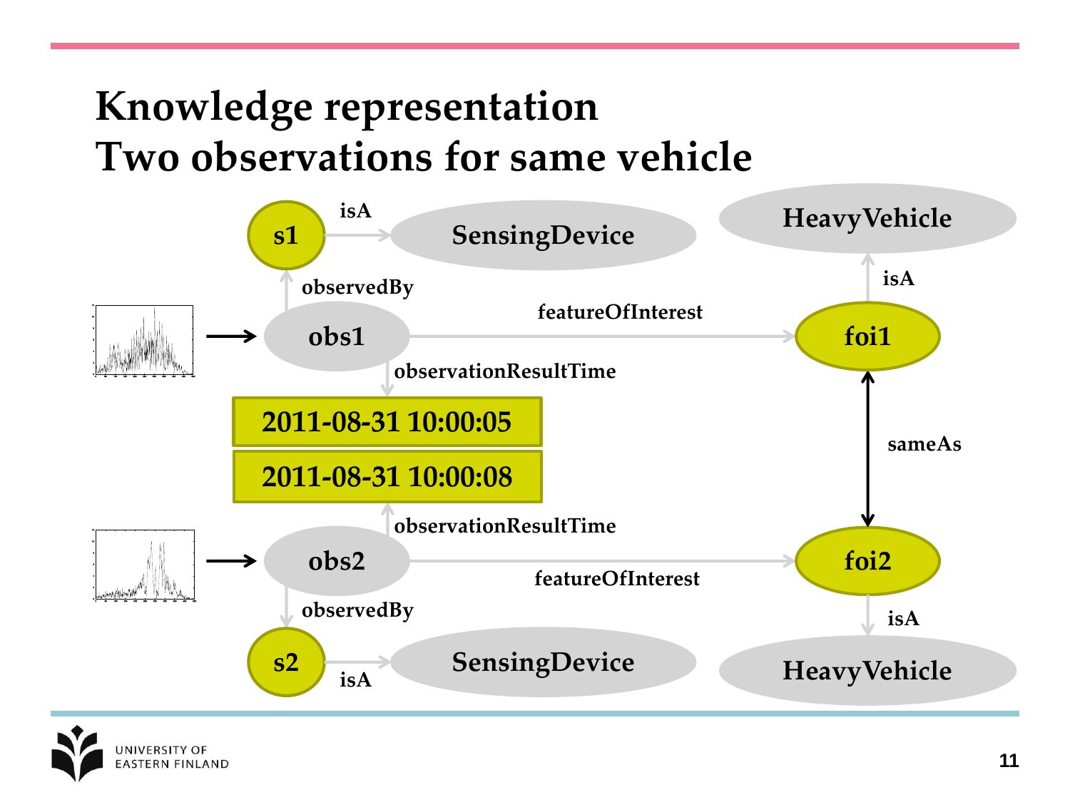# Knowledge representation
## Two observations for same vehicle

s1 —isA→ SensingDevice

obs1 —observedBy→ s1

obs1 —featureOfInterest→ foi1

obs1 —observationResultTime→ 2011-08-31 10:00:05

foi1 —isA→ HeavyVehicle

foi1 ←sameAs→ foi2

obs2 —observationResultTime→ 2011-08-31 10:00:08

obs2 —featureOfInterest→ foi2

obs2 —observedBy→ s2

s2 —isA→ SensingDevice

foi2 —isA→ HeavyVehicle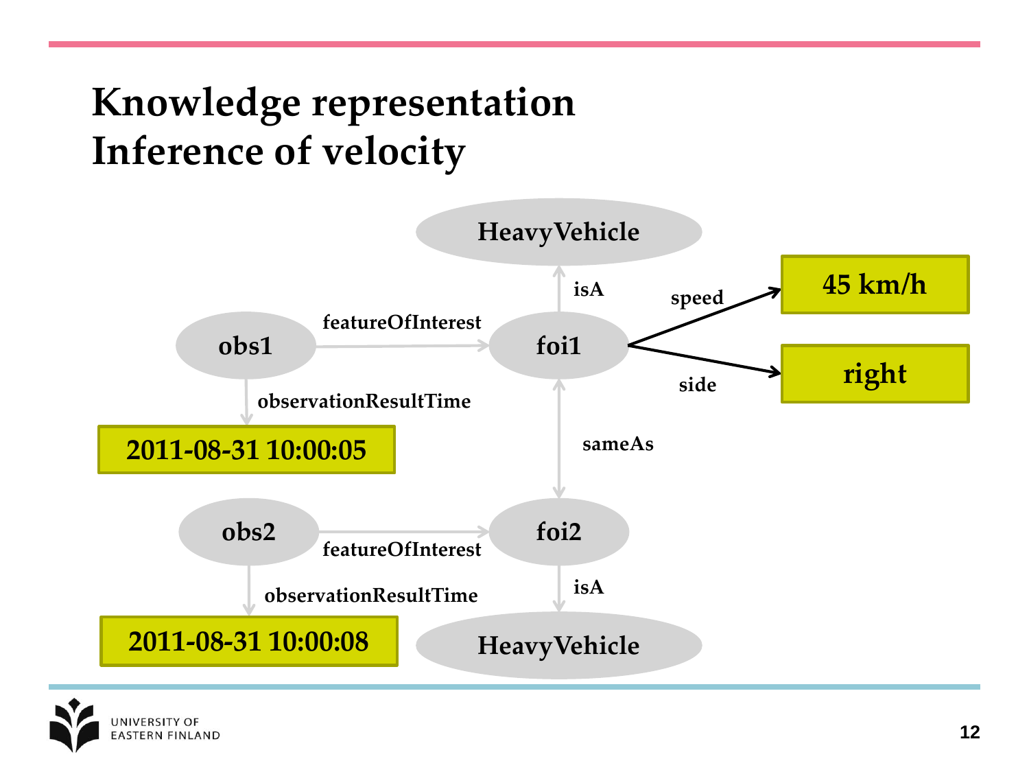# Knowledge representation
# Inference of velocity

HeavyVehicle

isA

speed → 45 km/h

obs1 — featureOfInterest → foi1

side → right

observationResultTime

2011-08-31 10:00:05

sameAs

obs2 — featureOfInterest → foi2

observationResultTime

isA

2011-08-31 10:00:08

HeavyVehicle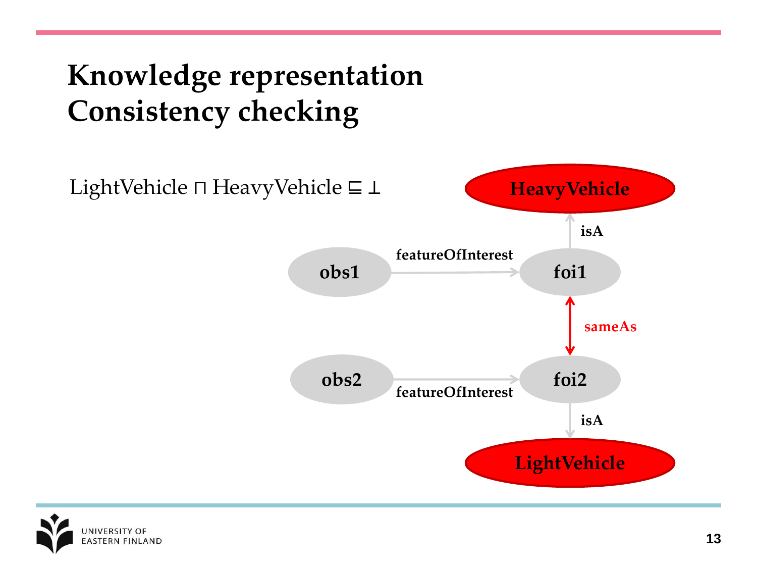# Knowledge representation
# Consistency checking

$\text{LightVehicle} \sqcap \text{HeavyVehicle} \sqsubseteq \bot$

HeavyVehicle

isA

obs1 featureOfInterest foi1

sameAs

obs2 featureOfInterest foi2

isA

LightVehicle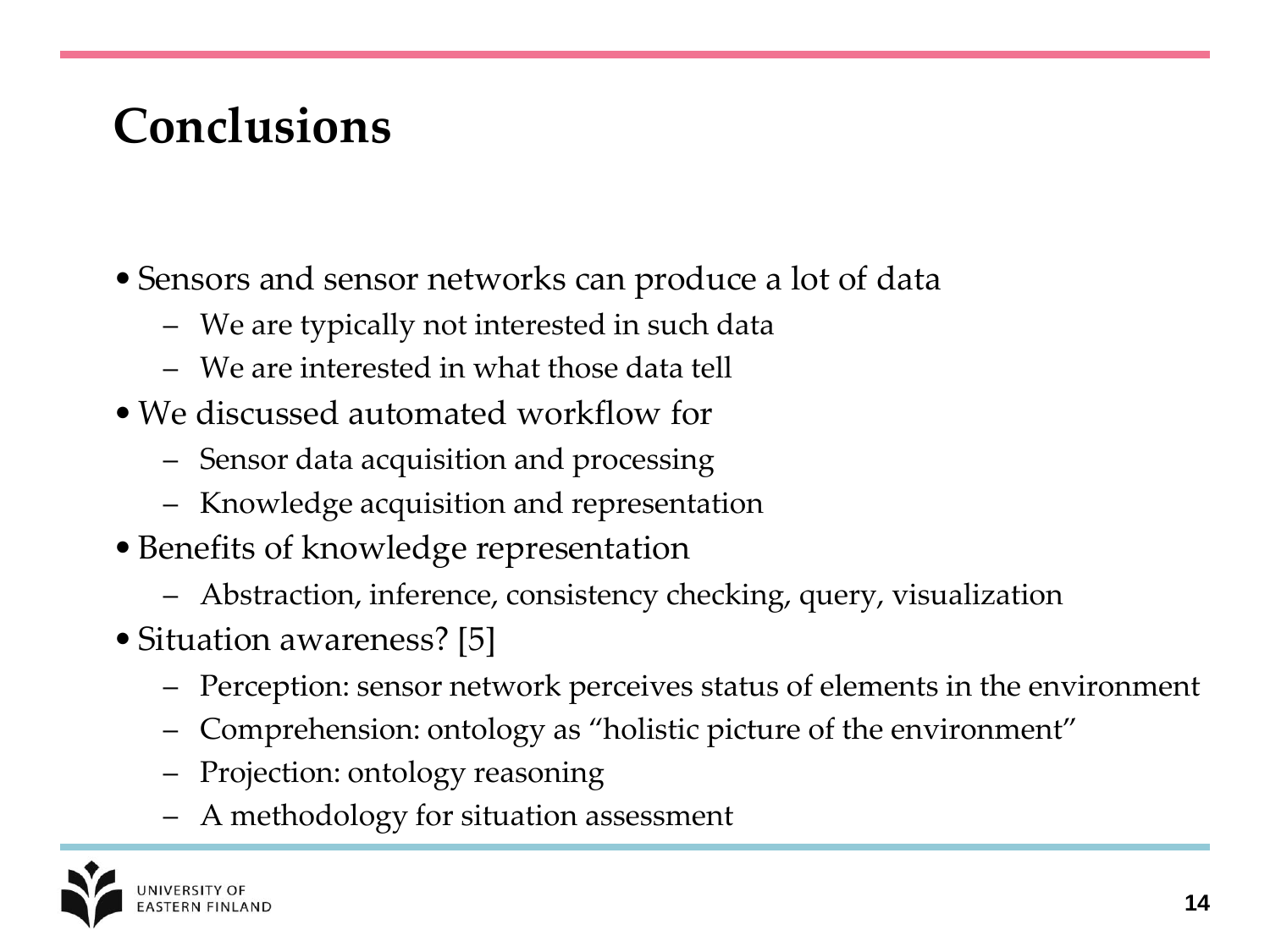# Conclusions

- Sensors and sensor networks can produce a lot of data
  - We are typically not interested in such data
  - We are interested in what those data tell
- We discussed automated workflow for
  - Sensor data acquisition and processing
  - Knowledge acquisition and representation
- Benefits of knowledge representation
  - Abstraction, inference, consistency checking, query, visualization
- Situation awareness? [5]
  - Perception: sensor network perceives status of elements in the environment
  - Comprehension: ontology as "holistic picture of the environment"
  - Projection: ontology reasoning
  - A methodology for situation assessment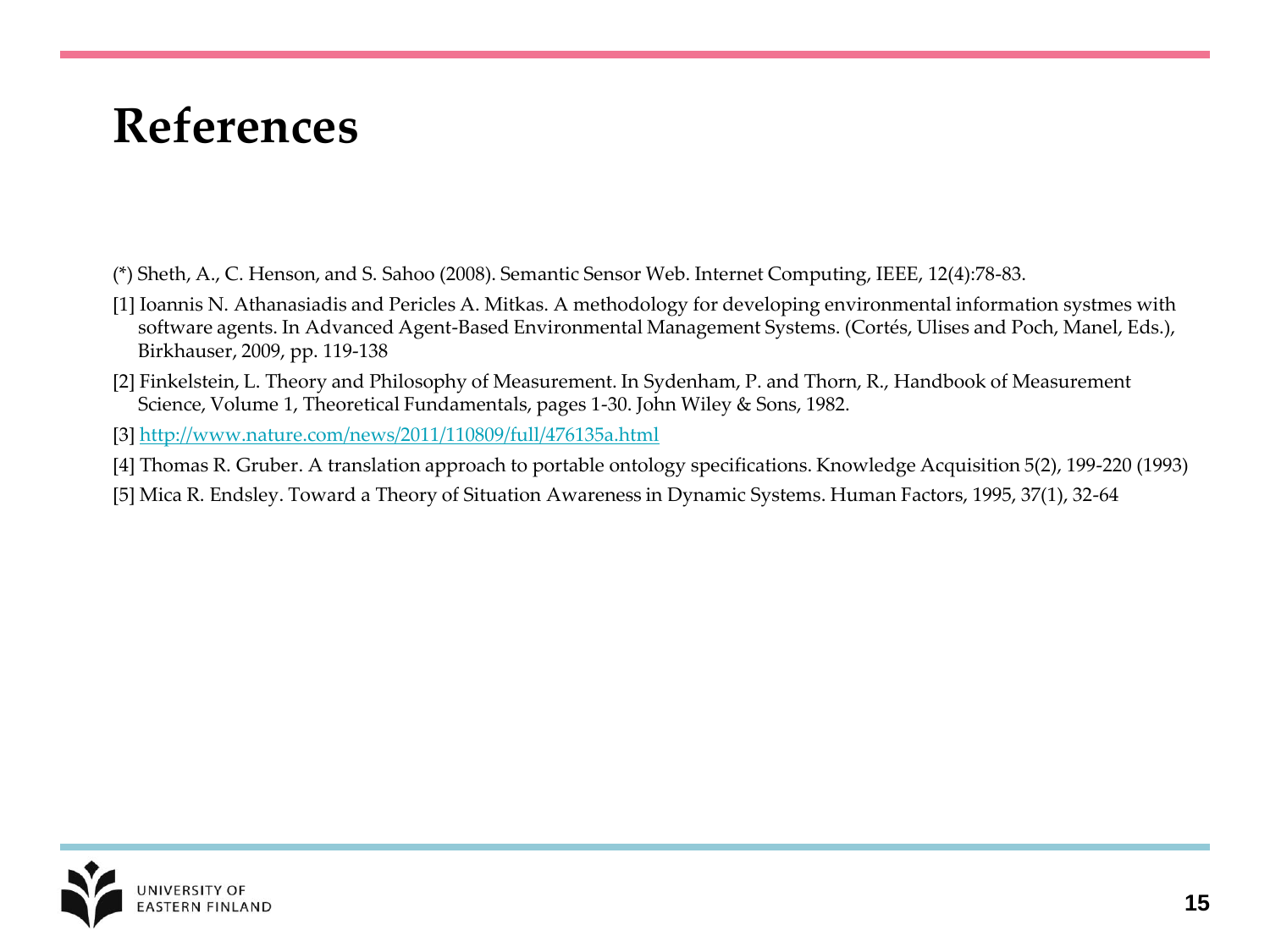# References

(*) Sheth, A., C. Henson, and S. Sahoo (2008). Semantic Sensor Web. Internet Computing, IEEE, 12(4):78-83.

[1] Ioannis N. Athanasiadis and Pericles A. Mitkas. A methodology for developing environmental information systmes with software agents. In Advanced Agent-Based Environmental Management Systems. (Cortés, Ulises and Poch, Manel, Eds.), Birkhauser, 2009, pp. 119-138

[2] Finkelstein, L. Theory and Philosophy of Measurement. In Sydenham, P. and Thorn, R., Handbook of Measurement Science, Volume 1, Theoretical Fundamentals, pages 1-30. John Wiley & Sons, 1982.

[3] http://www.nature.com/news/2011/110809/full/476135a.html

[4] Thomas R. Gruber. A translation approach to portable ontology specifications. Knowledge Acquisition 5(2), 199-220 (1993)

[5] Mica R. Endsley. Toward a Theory of Situation Awareness in Dynamic Systems. Human Factors, 1995, 37(1), 32-64